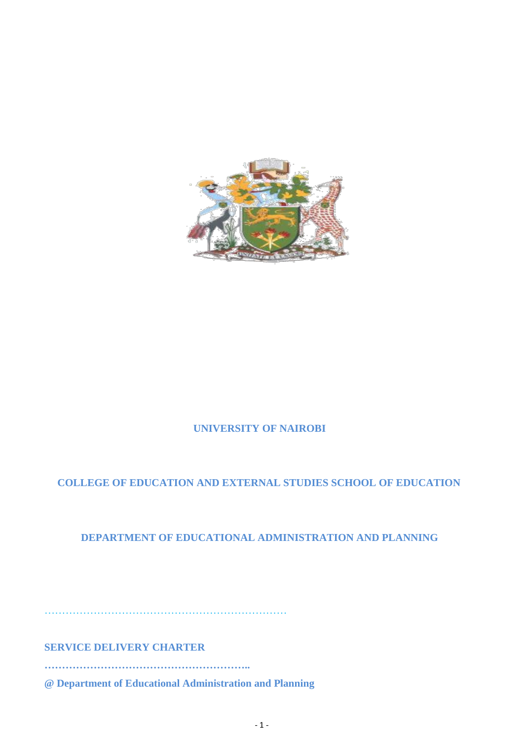# UNIVERSITY OF NAIROBI

## COLLEGE OF EDUCATION AND EXTERNAL STUDIES SCHOOL OF EDUCATION

## DEPARTMENT OF EDUCATIONAL ADMINISTRATION AND PLANNING

…………………………………………………………………

**SERVICE DELIVERY CHARTER**

**…………………………………………………..**

**@ Department of Educational Administration and Planning**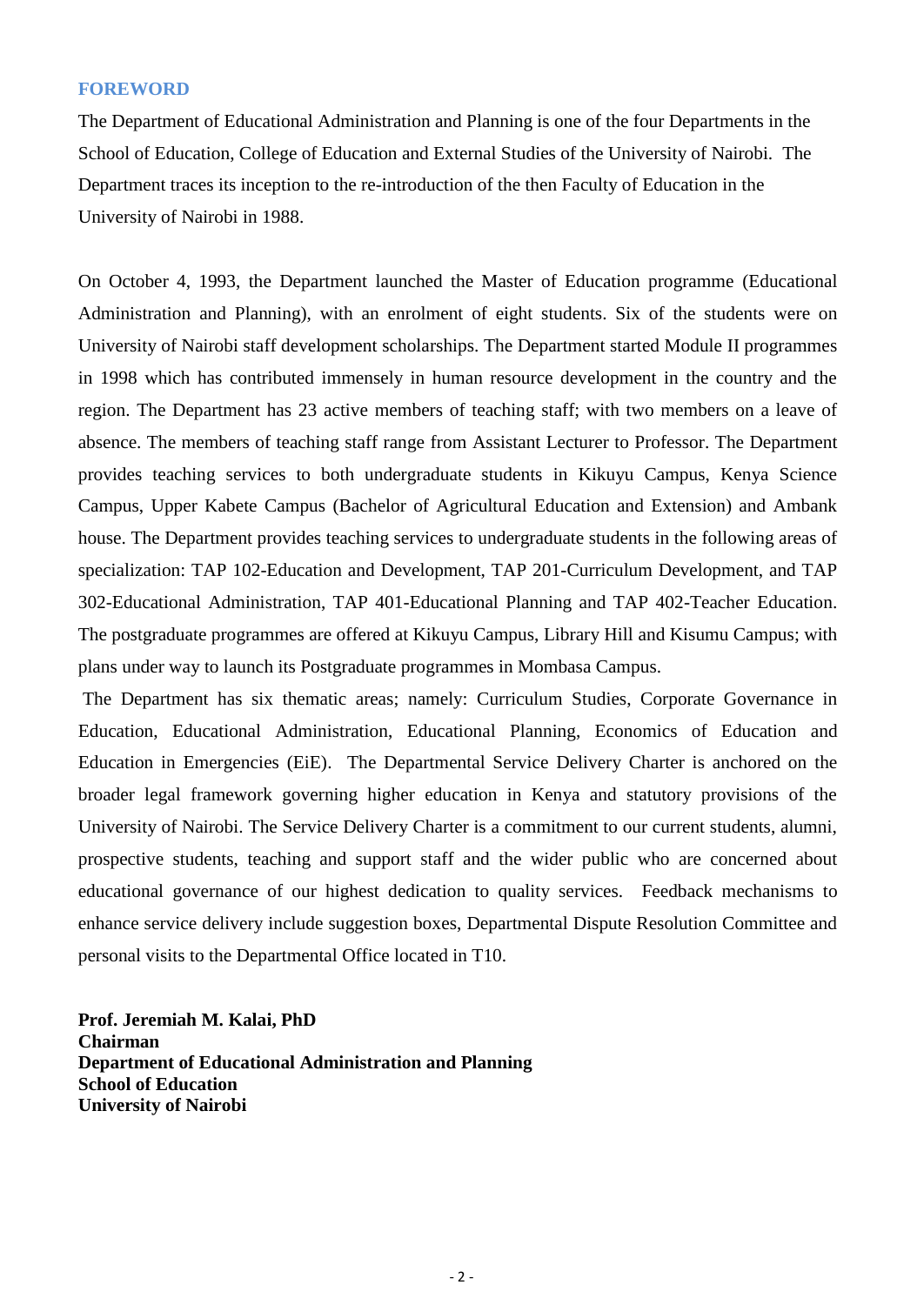## FOREWORD

The Department of Educational Administration and Planning is one of the four Departments in the School of Education, College of Education and External Studies of the University of Nairobi. The Department traces its inception to the re-introduction of the then Faculty of Education in the University of Nairobi in 1988.

On October 4, 1993, the Department launched the Master of Education programme (Educational Administration and Planning), with an enrolment of eight students. Six of the students were on University of Nairobi staff development scholarships. The Department started Module II programmes in 1998 which has contributed immensely in human resource development in the country and the region. The Department has 23 active members of teaching staff; with two members on a leave of absence. The members of teaching staff range from Assistant Lecturer to Professor. The Department provides teaching services to both undergraduate students in Kikuyu Campus, Kenya Science Campus, Upper Kabete Campus (Bachelor of Agricultural Education and Extension) and Ambank house. The Department provides teaching services to undergraduate students in the following areas of specialization: TAP 102-Education and Development, TAP 201-Curriculum Development, and TAP 302-Educational Administration, TAP 401-Educational Planning and TAP 402-Teacher Education. The postgraduate programmes are offered at Kikuyu Campus, Library Hill and Kisumu Campus; with plans under way to launch its Postgraduate programmes in Mombasa Campus.

The Department has six thematic areas; namely: Curriculum Studies, Corporate Governance in Education, Educational Administration, Educational Planning, Economics of Education and Education in Emergencies (EiE). The Departmental Service Delivery Charter is anchored on the broader legal framework governing higher education in Kenya and statutory provisions of the University of Nairobi. The Service Delivery Charter is a commitment to our current students, alumni, prospective students, teaching and support staff and the wider public who are concerned about educational governance of our highest dedication to quality services. Feedback mechanisms to enhance service delivery include suggestion boxes, Departmental Dispute Resolution Committee and personal visits to the Departmental Office located in T10.

**Prof. Jeremiah M. Kalai, PhD**
**Chairman**
**Department of Educational Administration and Planning**
**School of Education**
**University of Nairobi**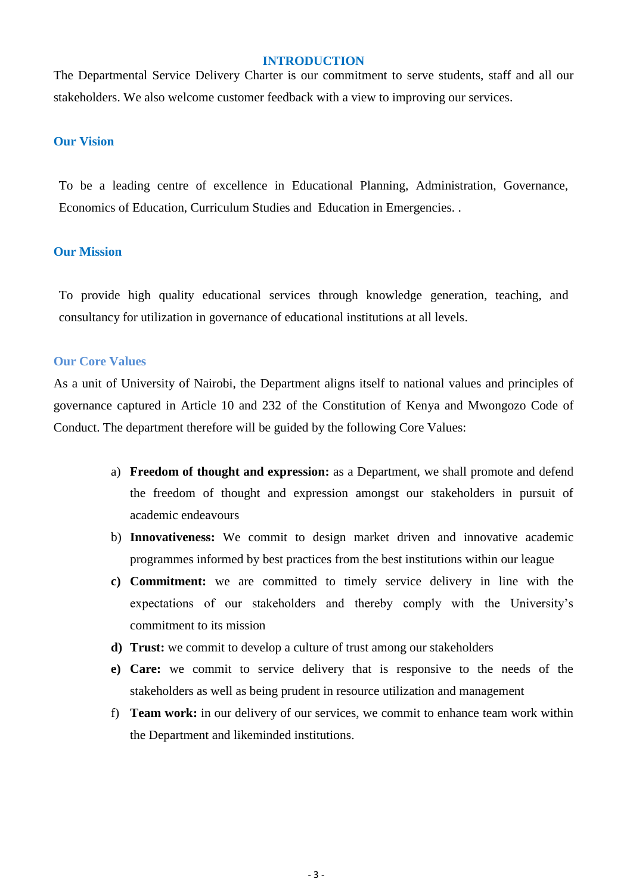# INTRODUCTION

The Departmental Service Delivery Charter is our commitment to serve students, staff and all our stakeholders. We also welcome customer feedback with a view to improving our services.

## Our Vision

To be a leading centre of excellence in Educational Planning, Administration, Governance, Economics of Education, Curriculum Studies and Education in Emergencies. .

## Our Mission

To provide high quality educational services through knowledge generation, teaching, and consultancy for utilization in governance of educational institutions at all levels.

## Our Core Values

As a unit of University of Nairobi, the Department aligns itself to national values and principles of governance captured in Article 10 and 232 of the Constitution of Kenya and Mwongozo Code of Conduct. The department therefore will be guided by the following Core Values:

a) **Freedom of thought and expression:** as a Department, we shall promote and defend the freedom of thought and expression amongst our stakeholders in pursuit of academic endeavours

b) **Innovativeness:** We commit to design market driven and innovative academic programmes informed by best practices from the best institutions within our league

c) **Commitment:** we are committed to timely service delivery in line with the expectations of our stakeholders and thereby comply with the University's commitment to its mission

d) **Trust:** we commit to develop a culture of trust among our stakeholders

e) **Care:** we commit to service delivery that is responsive to the needs of the stakeholders as well as being prudent in resource utilization and management

f) **Team work:** in our delivery of our services, we commit to enhance team work within the Department and likeminded institutions.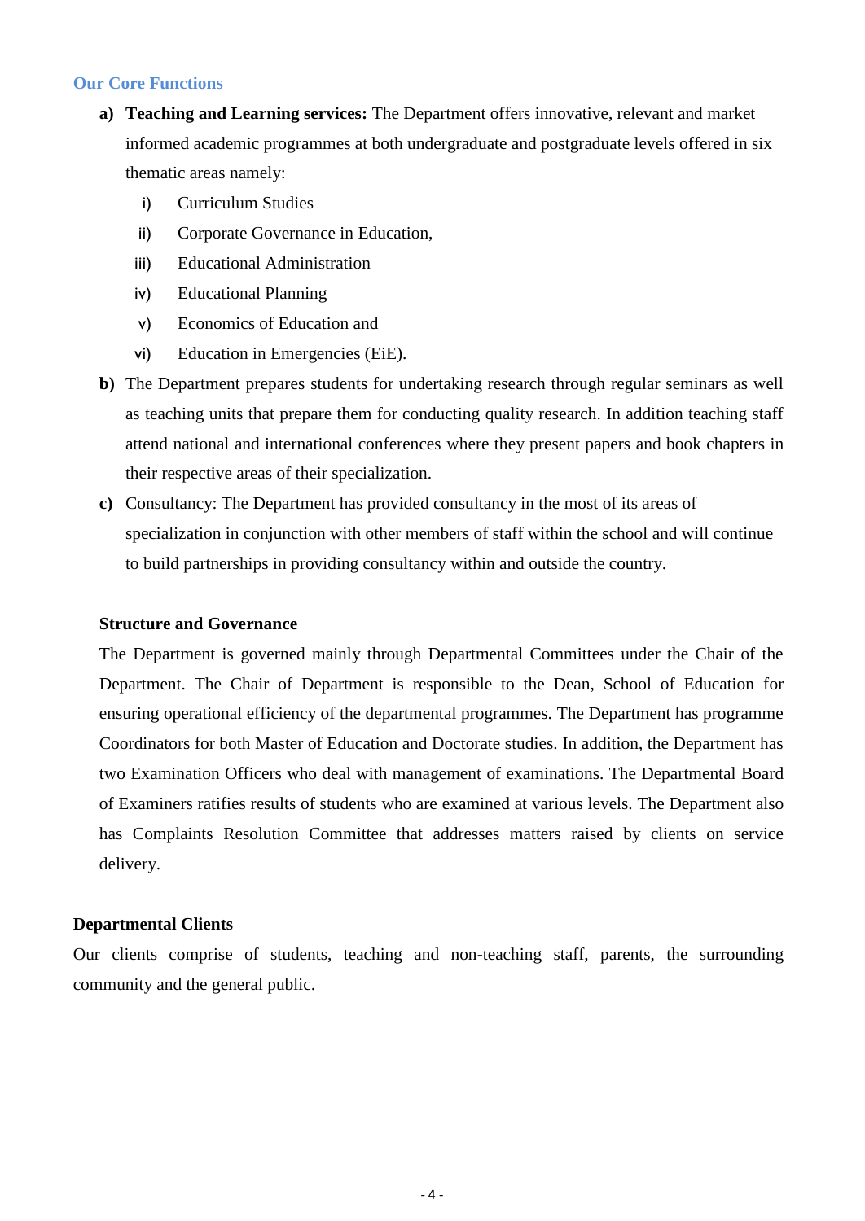## Our Core Functions

a) **Teaching and Learning services:** The Department offers innovative, relevant and market informed academic programmes at both undergraduate and postgraduate levels offered in six thematic areas namely:

   i) Curriculum Studies
   ii) Corporate Governance in Education,
   iii) Educational Administration
   iv) Educational Planning
   v) Economics of Education and
   vi) Education in Emergencies (EiE).

b) The Department prepares students for undertaking research through regular seminars as well as teaching units that prepare them for conducting quality research. In addition teaching staff attend national and international conferences where they present papers and book chapters in their respective areas of their specialization.

c) Consultancy: The Department has provided consultancy in the most of its areas of specialization in conjunction with other members of staff within the school and will continue to build partnerships in providing consultancy within and outside the country.

### Structure and Governance

The Department is governed mainly through Departmental Committees under the Chair of the Department. The Chair of Department is responsible to the Dean, School of Education for ensuring operational efficiency of the departmental programmes. The Department has programme Coordinators for both Master of Education and Doctorate studies. In addition, the Department has two Examination Officers who deal with management of examinations. The Departmental Board of Examiners ratifies results of students who are examined at various levels. The Department also has Complaints Resolution Committee that addresses matters raised by clients on service delivery.

### Departmental Clients

Our clients comprise of students, teaching and non-teaching staff, parents, the surrounding community and the general public.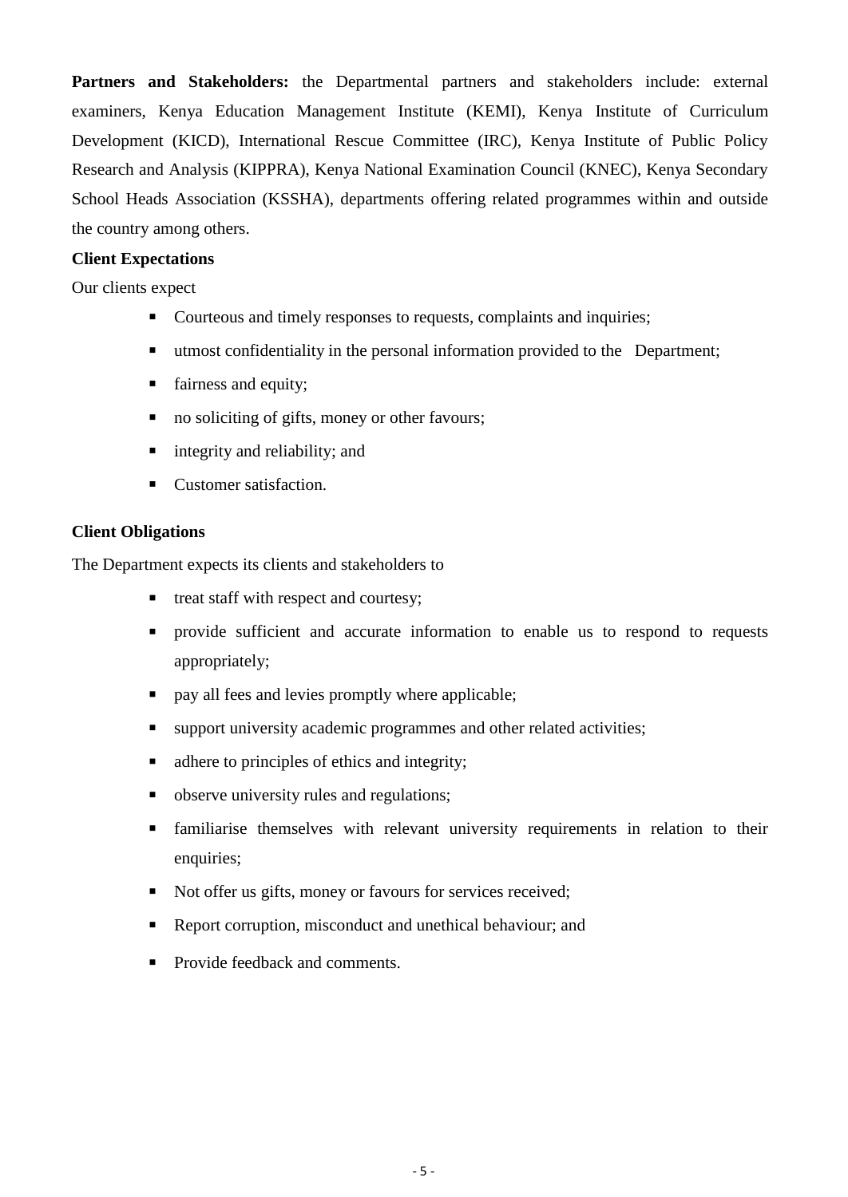**Partners and Stakeholders:** the Departmental partners and stakeholders include: external examiners, Kenya Education Management Institute (KEMI), Kenya Institute of Curriculum Development (KICD), International Rescue Committee (IRC), Kenya Institute of Public Policy Research and Analysis (KIPPRA), Kenya National Examination Council (KNEC), Kenya Secondary School Heads Association (KSSHA), departments offering related programmes within and outside the country among others.

**Client Expectations**

Our clients expect

- Courteous and timely responses to requests, complaints and inquiries;
- utmost confidentiality in the personal information provided to the Department;
- fairness and equity;
- no soliciting of gifts, money or other favours;
- integrity and reliability; and
- Customer satisfaction.

**Client Obligations**

The Department expects its clients and stakeholders to

- treat staff with respect and courtesy;
- provide sufficient and accurate information to enable us to respond to requests appropriately;
- pay all fees and levies promptly where applicable;
- support university academic programmes and other related activities;
- adhere to principles of ethics and integrity;
- observe university rules and regulations;
- familiarise themselves with relevant university requirements in relation to their enquiries;
- Not offer us gifts, money or favours for services received;
- Report corruption, misconduct and unethical behaviour; and
- Provide feedback and comments.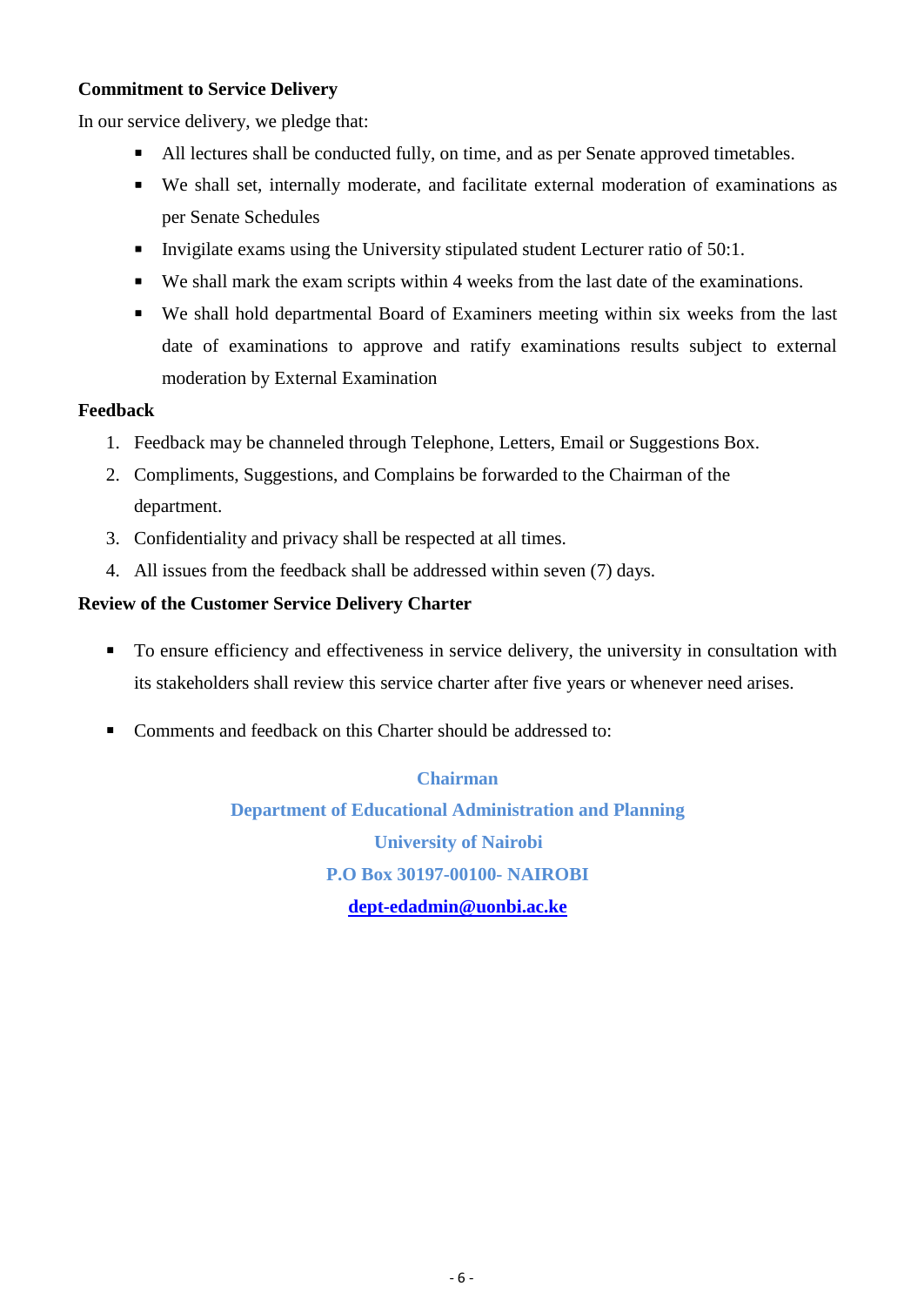**Commitment to Service Delivery**

In our service delivery, we pledge that:

- All lectures shall be conducted fully, on time, and as per Senate approved timetables.
- We shall set, internally moderate, and facilitate external moderation of examinations as per Senate Schedules
- Invigilate exams using the University stipulated student Lecturer ratio of 50:1.
- We shall mark the exam scripts within 4 weeks from the last date of the examinations.
- We shall hold departmental Board of Examiners meeting within six weeks from the last date of examinations to approve and ratify examinations results subject to external moderation by External Examination

**Feedback**

1. Feedback may be channeled through Telephone, Letters, Email or Suggestions Box.
2. Compliments, Suggestions, and Complains be forwarded to the Chairman of the department.
3. Confidentiality and privacy shall be respected at all times.
4. All issues from the feedback shall be addressed within seven (7) days.

**Review of the Customer Service Delivery Charter**

- To ensure efficiency and effectiveness in service delivery, the university in consultation with its stakeholders shall review this service charter after five years or whenever need arises.

- Comments and feedback on this Charter should be addressed to:

**Chairman**
**Department of Educational Administration and Planning**
**University of Nairobi**
**P.O Box 30197-00100- NAIROBI**
**dept-edadmin@uonbi.ac.ke**